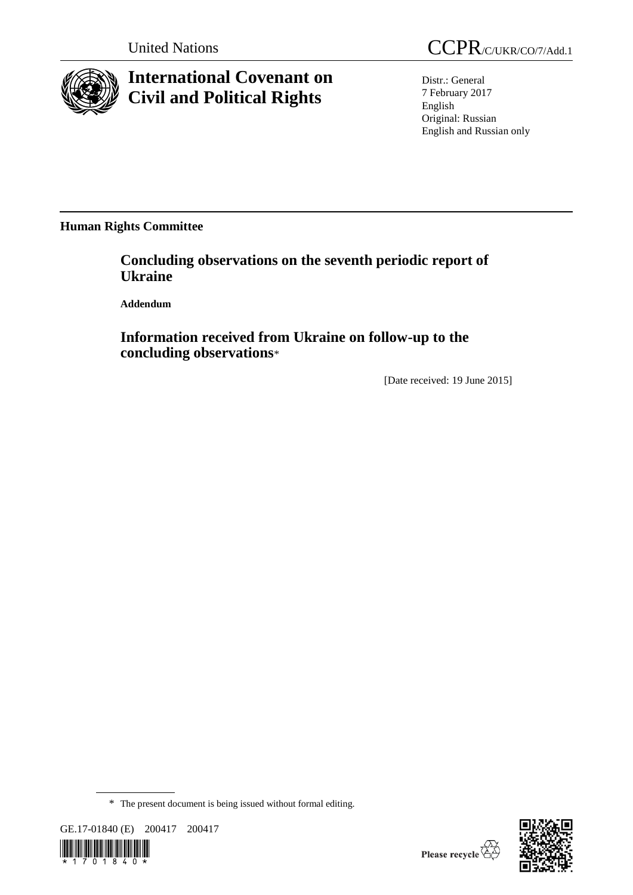United Nations

CCPR/C/UKR/CO/7/Add.1

# International Covenant on Civil and Political Rights

Distr.: General
7 February 2017
English
Original: Russian
English and Russian only

**Human Rights Committee**

## Concluding observations on the seventh periodic report of Ukraine

**Addendum**

## Information received from Ukraine on follow-up to the concluding observations*

[Date received: 19 June 2015]

\* The present document is being issued without formal editing.

GE.17-01840 (E) 200417 200417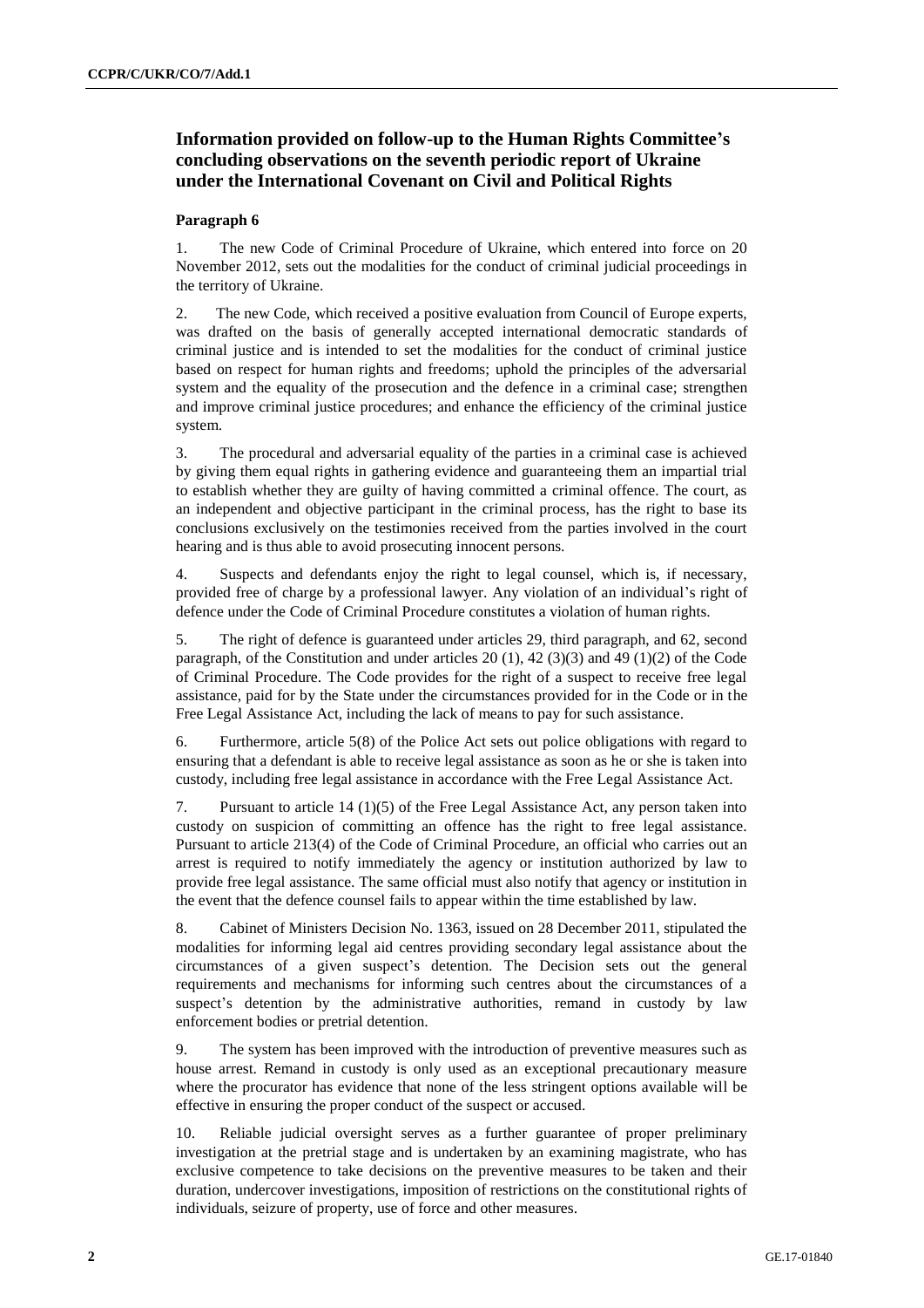## Information provided on follow-up to the Human Rights Committee's concluding observations on the seventh periodic report of Ukraine under the International Covenant on Civil and Political Rights

### Paragraph 6

1. The new Code of Criminal Procedure of Ukraine, which entered into force on 20 November 2012, sets out the modalities for the conduct of criminal judicial proceedings in the territory of Ukraine.

2. The new Code, which received a positive evaluation from Council of Europe experts, was drafted on the basis of generally accepted international democratic standards of criminal justice and is intended to set the modalities for the conduct of criminal justice based on respect for human rights and freedoms; uphold the principles of the adversarial system and the equality of the prosecution and the defence in a criminal case; strengthen and improve criminal justice procedures; and enhance the efficiency of the criminal justice system.

3. The procedural and adversarial equality of the parties in a criminal case is achieved by giving them equal rights in gathering evidence and guaranteeing them an impartial trial to establish whether they are guilty of having committed a criminal offence. The court, as an independent and objective participant in the criminal process, has the right to base its conclusions exclusively on the testimonies received from the parties involved in the court hearing and is thus able to avoid prosecuting innocent persons.

4. Suspects and defendants enjoy the right to legal counsel, which is, if necessary, provided free of charge by a professional lawyer. Any violation of an individual's right of defence under the Code of Criminal Procedure constitutes a violation of human rights.

5. The right of defence is guaranteed under articles 29, third paragraph, and 62, second paragraph, of the Constitution and under articles 20 (1), 42 (3)(3) and 49 (1)(2) of the Code of Criminal Procedure. The Code provides for the right of a suspect to receive free legal assistance, paid for by the State under the circumstances provided for in the Code or in the Free Legal Assistance Act, including the lack of means to pay for such assistance.

6. Furthermore, article 5(8) of the Police Act sets out police obligations with regard to ensuring that a defendant is able to receive legal assistance as soon as he or she is taken into custody, including free legal assistance in accordance with the Free Legal Assistance Act.

7. Pursuant to article 14 (1)(5) of the Free Legal Assistance Act, any person taken into custody on suspicion of committing an offence has the right to free legal assistance. Pursuant to article 213(4) of the Code of Criminal Procedure, an official who carries out an arrest is required to notify immediately the agency or institution authorized by law to provide free legal assistance. The same official must also notify that agency or institution in the event that the defence counsel fails to appear within the time established by law.

8. Cabinet of Ministers Decision No. 1363, issued on 28 December 2011, stipulated the modalities for informing legal aid centres providing secondary legal assistance about the circumstances of a given suspect's detention. The Decision sets out the general requirements and mechanisms for informing such centres about the circumstances of a suspect's detention by the administrative authorities, remand in custody by law enforcement bodies or pretrial detention.

9. The system has been improved with the introduction of preventive measures such as house arrest. Remand in custody is only used as an exceptional precautionary measure where the procurator has evidence that none of the less stringent options available will be effective in ensuring the proper conduct of the suspect or accused.

10. Reliable judicial oversight serves as a further guarantee of proper preliminary investigation at the pretrial stage and is undertaken by an examining magistrate, who has exclusive competence to take decisions on the preventive measures to be taken and their duration, undercover investigations, imposition of restrictions on the constitutional rights of individuals, seizure of property, use of force and other measures.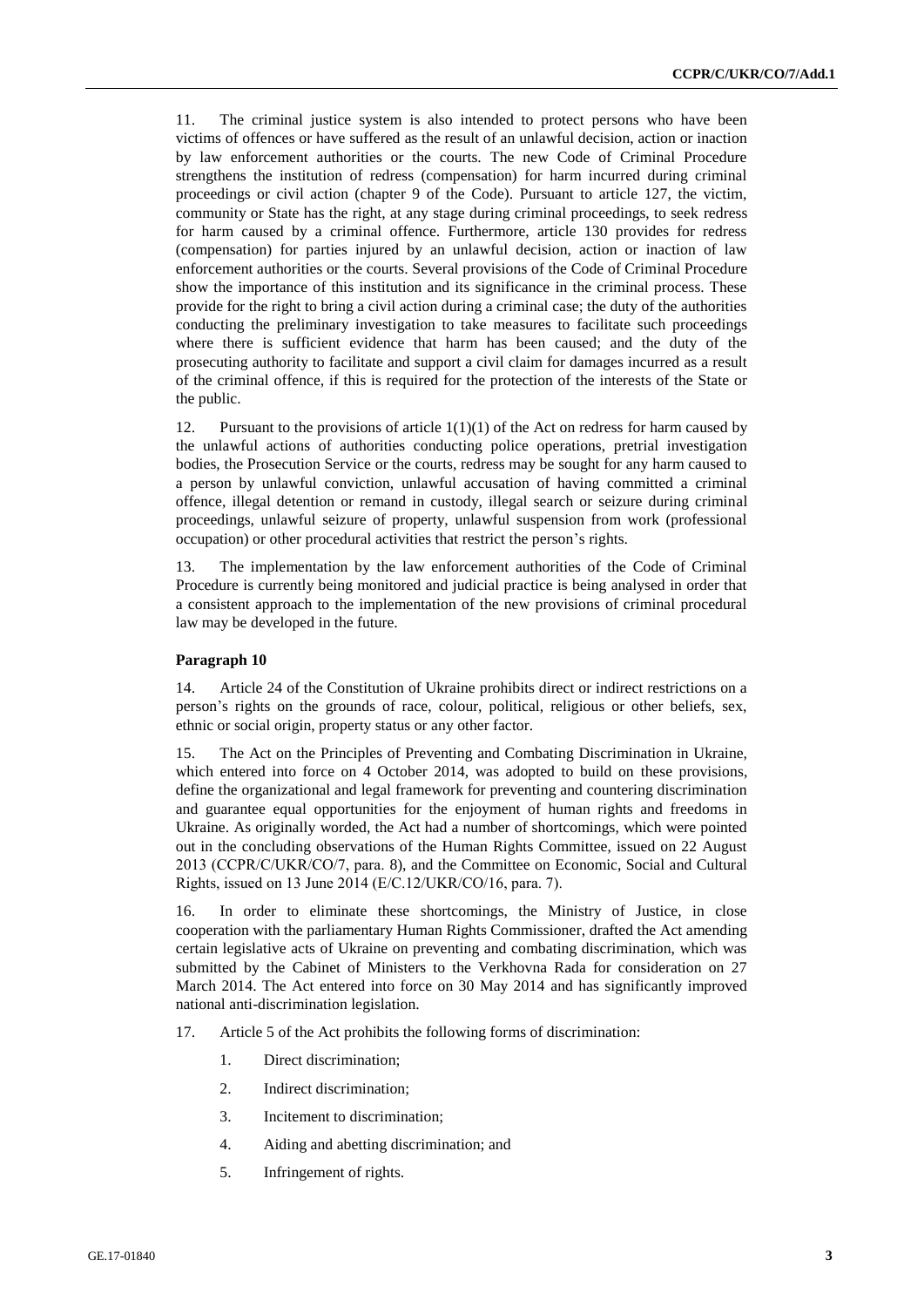11. The criminal justice system is also intended to protect persons who have been victims of offences or have suffered as the result of an unlawful decision, action or inaction by law enforcement authorities or the courts. The new Code of Criminal Procedure strengthens the institution of redress (compensation) for harm incurred during criminal proceedings or civil action (chapter 9 of the Code). Pursuant to article 127, the victim, community or State has the right, at any stage during criminal proceedings, to seek redress for harm caused by a criminal offence. Furthermore, article 130 provides for redress (compensation) for parties injured by an unlawful decision, action or inaction of law enforcement authorities or the courts. Several provisions of the Code of Criminal Procedure show the importance of this institution and its significance in the criminal process. These provide for the right to bring a civil action during a criminal case; the duty of the authorities conducting the preliminary investigation to take measures to facilitate such proceedings where there is sufficient evidence that harm has been caused; and the duty of the prosecuting authority to facilitate and support a civil claim for damages incurred as a result of the criminal offence, if this is required for the protection of the interests of the State or the public.

12. Pursuant to the provisions of article 1(1)(1) of the Act on redress for harm caused by the unlawful actions of authorities conducting police operations, pretrial investigation bodies, the Prosecution Service or the courts, redress may be sought for any harm caused to a person by unlawful conviction, unlawful accusation of having committed a criminal offence, illegal detention or remand in custody, illegal search or seizure during criminal proceedings, unlawful seizure of property, unlawful suspension from work (professional occupation) or other procedural activities that restrict the person's rights.

13. The implementation by the law enforcement authorities of the Code of Criminal Procedure is currently being monitored and judicial practice is being analysed in order that a consistent approach to the implementation of the new provisions of criminal procedural law may be developed in the future.

**Paragraph 10**

14. Article 24 of the Constitution of Ukraine prohibits direct or indirect restrictions on a person's rights on the grounds of race, colour, political, religious or other beliefs, sex, ethnic or social origin, property status or any other factor.

15. The Act on the Principles of Preventing and Combating Discrimination in Ukraine, which entered into force on 4 October 2014, was adopted to build on these provisions, define the organizational and legal framework for preventing and countering discrimination and guarantee equal opportunities for the enjoyment of human rights and freedoms in Ukraine. As originally worded, the Act had a number of shortcomings, which were pointed out in the concluding observations of the Human Rights Committee, issued on 22 August 2013 (CCPR/C/UKR/CO/7, para. 8), and the Committee on Economic, Social and Cultural Rights, issued on 13 June 2014 (E/C.12/UKR/CO/16, para. 7).

16. In order to eliminate these shortcomings, the Ministry of Justice, in close cooperation with the parliamentary Human Rights Commissioner, drafted the Act amending certain legislative acts of Ukraine on preventing and combating discrimination, which was submitted by the Cabinet of Ministers to the Verkhovna Rada for consideration on 27 March 2014. The Act entered into force on 30 May 2014 and has significantly improved national anti-discrimination legislation.

17. Article 5 of the Act prohibits the following forms of discrimination:

1. Direct discrimination;
2. Indirect discrimination;
3. Incitement to discrimination;
4. Aiding and abetting discrimination; and
5. Infringement of rights.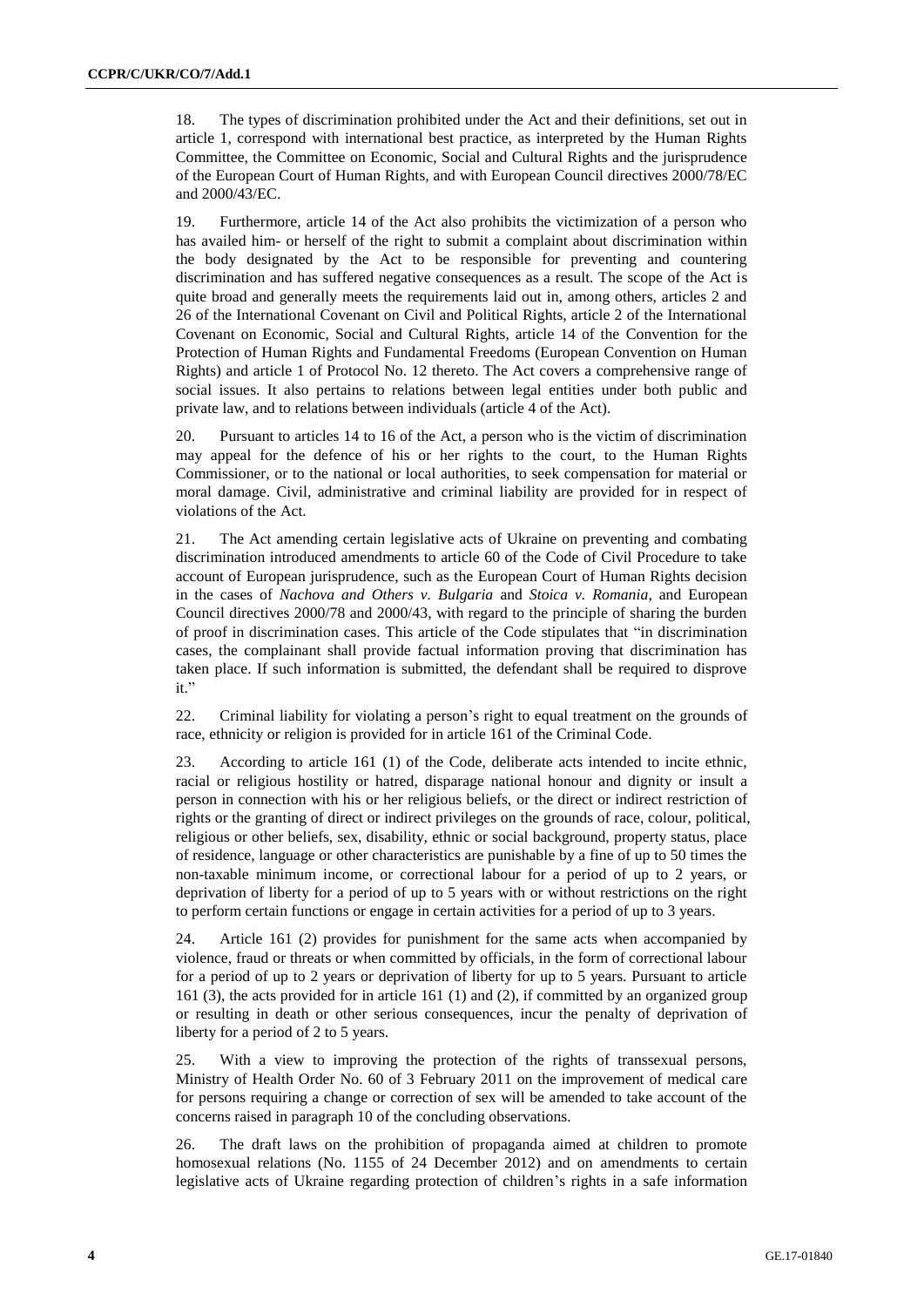18. The types of discrimination prohibited under the Act and their definitions, set out in article 1, correspond with international best practice, as interpreted by the Human Rights Committee, the Committee on Economic, Social and Cultural Rights and the jurisprudence of the European Court of Human Rights, and with European Council directives 2000/78/EC and 2000/43/EC.

19. Furthermore, article 14 of the Act also prohibits the victimization of a person who has availed him- or herself of the right to submit a complaint about discrimination within the body designated by the Act to be responsible for preventing and countering discrimination and has suffered negative consequences as a result. The scope of the Act is quite broad and generally meets the requirements laid out in, among others, articles 2 and 26 of the International Covenant on Civil and Political Rights, article 2 of the International Covenant on Economic, Social and Cultural Rights, article 14 of the Convention for the Protection of Human Rights and Fundamental Freedoms (European Convention on Human Rights) and article 1 of Protocol No. 12 thereto. The Act covers a comprehensive range of social issues. It also pertains to relations between legal entities under both public and private law, and to relations between individuals (article 4 of the Act).

20. Pursuant to articles 14 to 16 of the Act, a person who is the victim of discrimination may appeal for the defence of his or her rights to the court, to the Human Rights Commissioner, or to the national or local authorities, to seek compensation for material or moral damage. Civil, administrative and criminal liability are provided for in respect of violations of the Act.

21. The Act amending certain legislative acts of Ukraine on preventing and combating discrimination introduced amendments to article 60 of the Code of Civil Procedure to take account of European jurisprudence, such as the European Court of Human Rights decision in the cases of *Nachova and Others v. Bulgaria* and *Stoica v. Romania*, and European Council directives 2000/78 and 2000/43, with regard to the principle of sharing the burden of proof in discrimination cases. This article of the Code stipulates that "in discrimination cases, the complainant shall provide factual information proving that discrimination has taken place. If such information is submitted, the defendant shall be required to disprove it."

22. Criminal liability for violating a person's right to equal treatment on the grounds of race, ethnicity or religion is provided for in article 161 of the Criminal Code.

23. According to article 161 (1) of the Code, deliberate acts intended to incite ethnic, racial or religious hostility or hatred, disparage national honour and dignity or insult a person in connection with his or her religious beliefs, or the direct or indirect restriction of rights or the granting of direct or indirect privileges on the grounds of race, colour, political, religious or other beliefs, sex, disability, ethnic or social background, property status, place of residence, language or other characteristics are punishable by a fine of up to 50 times the non-taxable minimum income, or correctional labour for a period of up to 2 years, or deprivation of liberty for a period of up to 5 years with or without restrictions on the right to perform certain functions or engage in certain activities for a period of up to 3 years.

24. Article 161 (2) provides for punishment for the same acts when accompanied by violence, fraud or threats or when committed by officials, in the form of correctional labour for a period of up to 2 years or deprivation of liberty for up to 5 years. Pursuant to article 161 (3), the acts provided for in article 161 (1) and (2), if committed by an organized group or resulting in death or other serious consequences, incur the penalty of deprivation of liberty for a period of 2 to 5 years.

25. With a view to improving the protection of the rights of transsexual persons, Ministry of Health Order No. 60 of 3 February 2011 on the improvement of medical care for persons requiring a change or correction of sex will be amended to take account of the concerns raised in paragraph 10 of the concluding observations.

26. The draft laws on the prohibition of propaganda aimed at children to promote homosexual relations (No. 1155 of 24 December 2012) and on amendments to certain legislative acts of Ukraine regarding protection of children's rights in a safe information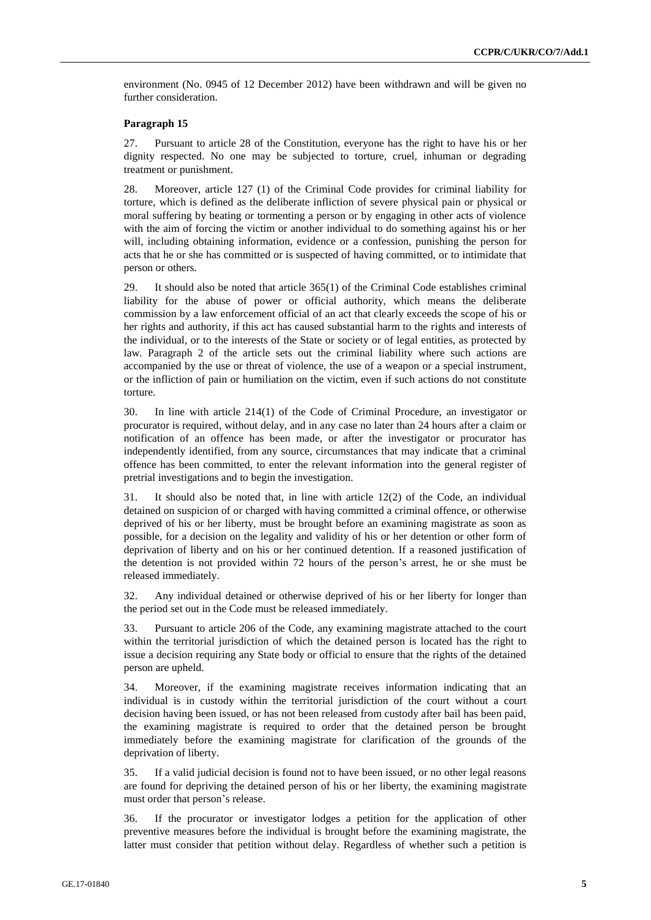environment (No. 0945 of 12 December 2012) have been withdrawn and will be given no further consideration.

### Paragraph 15

27. Pursuant to article 28 of the Constitution, everyone has the right to have his or her dignity respected. No one may be subjected to torture, cruel, inhuman or degrading treatment or punishment.

28. Moreover, article 127 (1) of the Criminal Code provides for criminal liability for torture, which is defined as the deliberate infliction of severe physical pain or physical or moral suffering by beating or tormenting a person or by engaging in other acts of violence with the aim of forcing the victim or another individual to do something against his or her will, including obtaining information, evidence or a confession, punishing the person for acts that he or she has committed or is suspected of having committed, or to intimidate that person or others.

29. It should also be noted that article 365(1) of the Criminal Code establishes criminal liability for the abuse of power or official authority, which means the deliberate commission by a law enforcement official of an act that clearly exceeds the scope of his or her rights and authority, if this act has caused substantial harm to the rights and interests of the individual, or to the interests of the State or society or of legal entities, as protected by law. Paragraph 2 of the article sets out the criminal liability where such actions are accompanied by the use or threat of violence, the use of a weapon or a special instrument, or the infliction of pain or humiliation on the victim, even if such actions do not constitute torture.

30. In line with article 214(1) of the Code of Criminal Procedure, an investigator or procurator is required, without delay, and in any case no later than 24 hours after a claim or notification of an offence has been made, or after the investigator or procurator has independently identified, from any source, circumstances that may indicate that a criminal offence has been committed, to enter the relevant information into the general register of pretrial investigations and to begin the investigation.

31. It should also be noted that, in line with article 12(2) of the Code, an individual detained on suspicion of or charged with having committed a criminal offence, or otherwise deprived of his or her liberty, must be brought before an examining magistrate as soon as possible, for a decision on the legality and validity of his or her detention or other form of deprivation of liberty and on his or her continued detention. If a reasoned justification of the detention is not provided within 72 hours of the person's arrest, he or she must be released immediately.

32. Any individual detained or otherwise deprived of his or her liberty for longer than the period set out in the Code must be released immediately.

33. Pursuant to article 206 of the Code, any examining magistrate attached to the court within the territorial jurisdiction of which the detained person is located has the right to issue a decision requiring any State body or official to ensure that the rights of the detained person are upheld.

34. Moreover, if the examining magistrate receives information indicating that an individual is in custody within the territorial jurisdiction of the court without a court decision having been issued, or has not been released from custody after bail has been paid, the examining magistrate is required to order that the detained person be brought immediately before the examining magistrate for clarification of the grounds of the deprivation of liberty.

35. If a valid judicial decision is found not to have been issued, or no other legal reasons are found for depriving the detained person of his or her liberty, the examining magistrate must order that person's release.

36. If the procurator or investigator lodges a petition for the application of other preventive measures before the individual is brought before the examining magistrate, the latter must consider that petition without delay. Regardless of whether such a petition is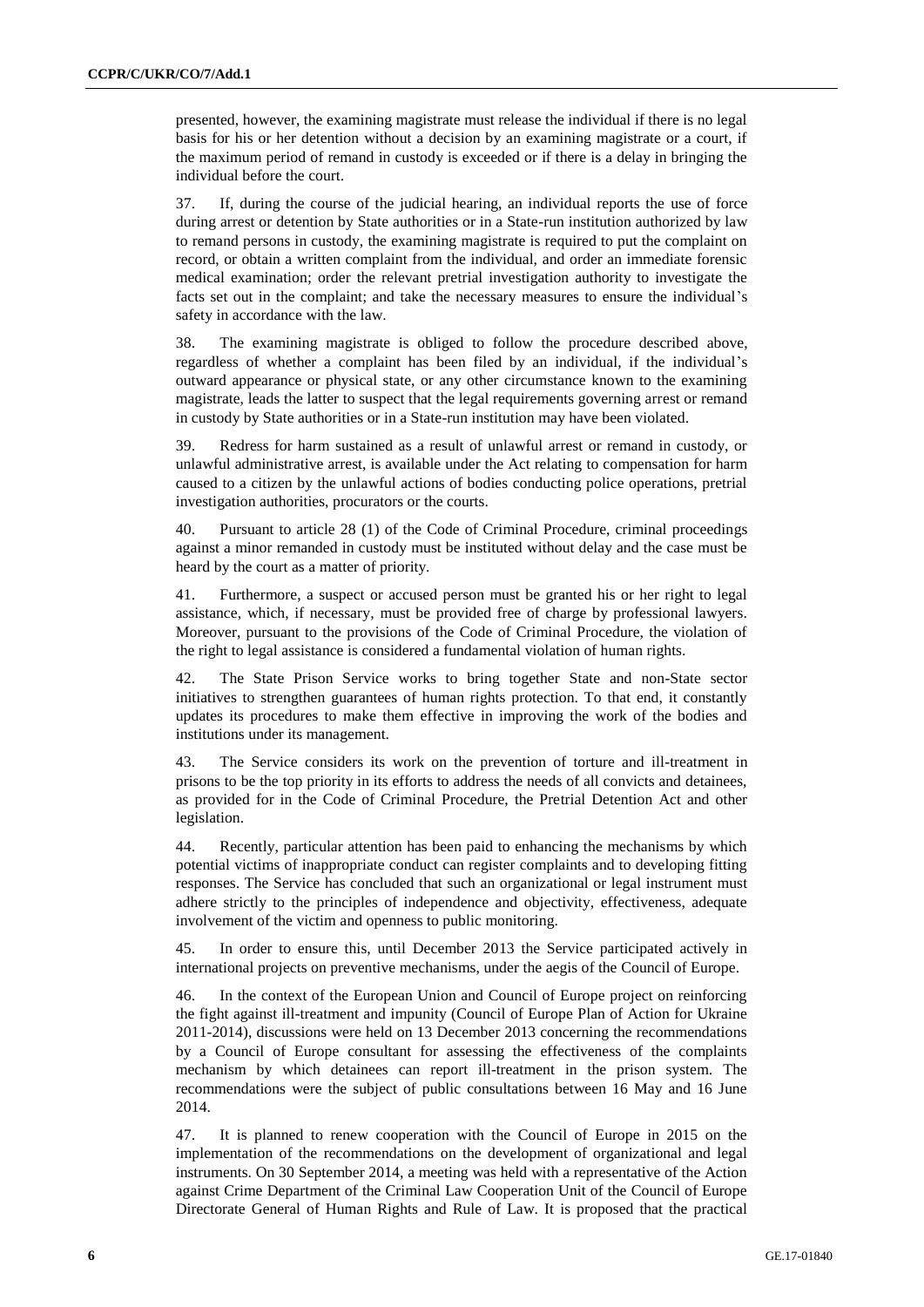presented, however, the examining magistrate must release the individual if there is no legal basis for his or her detention without a decision by an examining magistrate or a court, if the maximum period of remand in custody is exceeded or if there is a delay in bringing the individual before the court.

37. If, during the course of the judicial hearing, an individual reports the use of force during arrest or detention by State authorities or in a State-run institution authorized by law to remand persons in custody, the examining magistrate is required to put the complaint on record, or obtain a written complaint from the individual, and order an immediate forensic medical examination; order the relevant pretrial investigation authority to investigate the facts set out in the complaint; and take the necessary measures to ensure the individual's safety in accordance with the law.

38. The examining magistrate is obliged to follow the procedure described above, regardless of whether a complaint has been filed by an individual, if the individual's outward appearance or physical state, or any other circumstance known to the examining magistrate, leads the latter to suspect that the legal requirements governing arrest or remand in custody by State authorities or in a State-run institution may have been violated.

39. Redress for harm sustained as a result of unlawful arrest or remand in custody, or unlawful administrative arrest, is available under the Act relating to compensation for harm caused to a citizen by the unlawful actions of bodies conducting police operations, pretrial investigation authorities, procurators or the courts.

40. Pursuant to article 28 (1) of the Code of Criminal Procedure, criminal proceedings against a minor remanded in custody must be instituted without delay and the case must be heard by the court as a matter of priority.

41. Furthermore, a suspect or accused person must be granted his or her right to legal assistance, which, if necessary, must be provided free of charge by professional lawyers. Moreover, pursuant to the provisions of the Code of Criminal Procedure, the violation of the right to legal assistance is considered a fundamental violation of human rights.

42. The State Prison Service works to bring together State and non-State sector initiatives to strengthen guarantees of human rights protection. To that end, it constantly updates its procedures to make them effective in improving the work of the bodies and institutions under its management.

43. The Service considers its work on the prevention of torture and ill-treatment in prisons to be the top priority in its efforts to address the needs of all convicts and detainees, as provided for in the Code of Criminal Procedure, the Pretrial Detention Act and other legislation.

44. Recently, particular attention has been paid to enhancing the mechanisms by which potential victims of inappropriate conduct can register complaints and to developing fitting responses. The Service has concluded that such an organizational or legal instrument must adhere strictly to the principles of independence and objectivity, effectiveness, adequate involvement of the victim and openness to public monitoring.

45. In order to ensure this, until December 2013 the Service participated actively in international projects on preventive mechanisms, under the aegis of the Council of Europe.

46. In the context of the European Union and Council of Europe project on reinforcing the fight against ill-treatment and impunity (Council of Europe Plan of Action for Ukraine 2011-2014), discussions were held on 13 December 2013 concerning the recommendations by a Council of Europe consultant for assessing the effectiveness of the complaints mechanism by which detainees can report ill-treatment in the prison system. The recommendations were the subject of public consultations between 16 May and 16 June 2014.

47. It is planned to renew cooperation with the Council of Europe in 2015 on the implementation of the recommendations on the development of organizational and legal instruments. On 30 September 2014, a meeting was held with a representative of the Action against Crime Department of the Criminal Law Cooperation Unit of the Council of Europe Directorate General of Human Rights and Rule of Law. It is proposed that the practical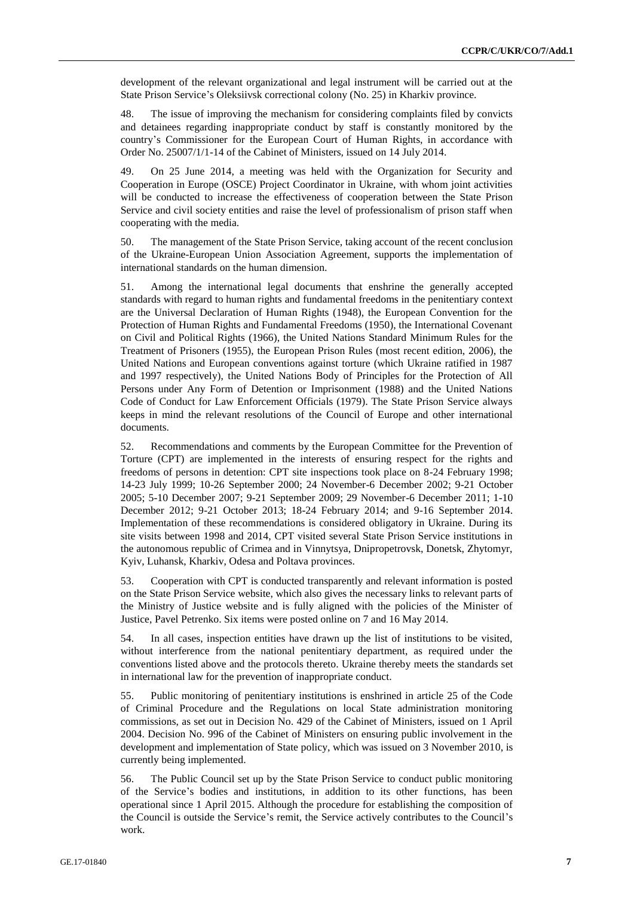development of the relevant organizational and legal instrument will be carried out at the State Prison Service's Oleksiivsk correctional colony (No. 25) in Kharkiv province.

48. The issue of improving the mechanism for considering complaints filed by convicts and detainees regarding inappropriate conduct by staff is constantly monitored by the country's Commissioner for the European Court of Human Rights, in accordance with Order No. 25007/1/1-14 of the Cabinet of Ministers, issued on 14 July 2014.

49. On 25 June 2014, a meeting was held with the Organization for Security and Cooperation in Europe (OSCE) Project Coordinator in Ukraine, with whom joint activities will be conducted to increase the effectiveness of cooperation between the State Prison Service and civil society entities and raise the level of professionalism of prison staff when cooperating with the media.

50. The management of the State Prison Service, taking account of the recent conclusion of the Ukraine-European Union Association Agreement, supports the implementation of international standards on the human dimension.

51. Among the international legal documents that enshrine the generally accepted standards with regard to human rights and fundamental freedoms in the penitentiary context are the Universal Declaration of Human Rights (1948), the European Convention for the Protection of Human Rights and Fundamental Freedoms (1950), the International Covenant on Civil and Political Rights (1966), the United Nations Standard Minimum Rules for the Treatment of Prisoners (1955), the European Prison Rules (most recent edition, 2006), the United Nations and European conventions against torture (which Ukraine ratified in 1987 and 1997 respectively), the United Nations Body of Principles for the Protection of All Persons under Any Form of Detention or Imprisonment (1988) and the United Nations Code of Conduct for Law Enforcement Officials (1979). The State Prison Service always keeps in mind the relevant resolutions of the Council of Europe and other international documents.

52. Recommendations and comments by the European Committee for the Prevention of Torture (CPT) are implemented in the interests of ensuring respect for the rights and freedoms of persons in detention: CPT site inspections took place on 8-24 February 1998; 14-23 July 1999; 10-26 September 2000; 24 November-6 December 2002; 9-21 October 2005; 5-10 December 2007; 9-21 September 2009; 29 November-6 December 2011; 1-10 December 2012; 9-21 October 2013; 18-24 February 2014; and 9-16 September 2014. Implementation of these recommendations is considered obligatory in Ukraine. During its site visits between 1998 and 2014, CPT visited several State Prison Service institutions in the autonomous republic of Crimea and in Vinnytsya, Dnipropetrovsk, Donetsk, Zhytomyr, Kyiv, Luhansk, Kharkiv, Odesa and Poltava provinces.

53. Cooperation with CPT is conducted transparently and relevant information is posted on the State Prison Service website, which also gives the necessary links to relevant parts of the Ministry of Justice website and is fully aligned with the policies of the Minister of Justice, Pavel Petrenko. Six items were posted online on 7 and 16 May 2014.

54. In all cases, inspection entities have drawn up the list of institutions to be visited, without interference from the national penitentiary department, as required under the conventions listed above and the protocols thereto. Ukraine thereby meets the standards set in international law for the prevention of inappropriate conduct.

55. Public monitoring of penitentiary institutions is enshrined in article 25 of the Code of Criminal Procedure and the Regulations on local State administration monitoring commissions, as set out in Decision No. 429 of the Cabinet of Ministers, issued on 1 April 2004. Decision No. 996 of the Cabinet of Ministers on ensuring public involvement in the development and implementation of State policy, which was issued on 3 November 2010, is currently being implemented.

56. The Public Council set up by the State Prison Service to conduct public monitoring of the Service's bodies and institutions, in addition to its other functions, has been operational since 1 April 2015. Although the procedure for establishing the composition of the Council is outside the Service's remit, the Service actively contributes to the Council's work.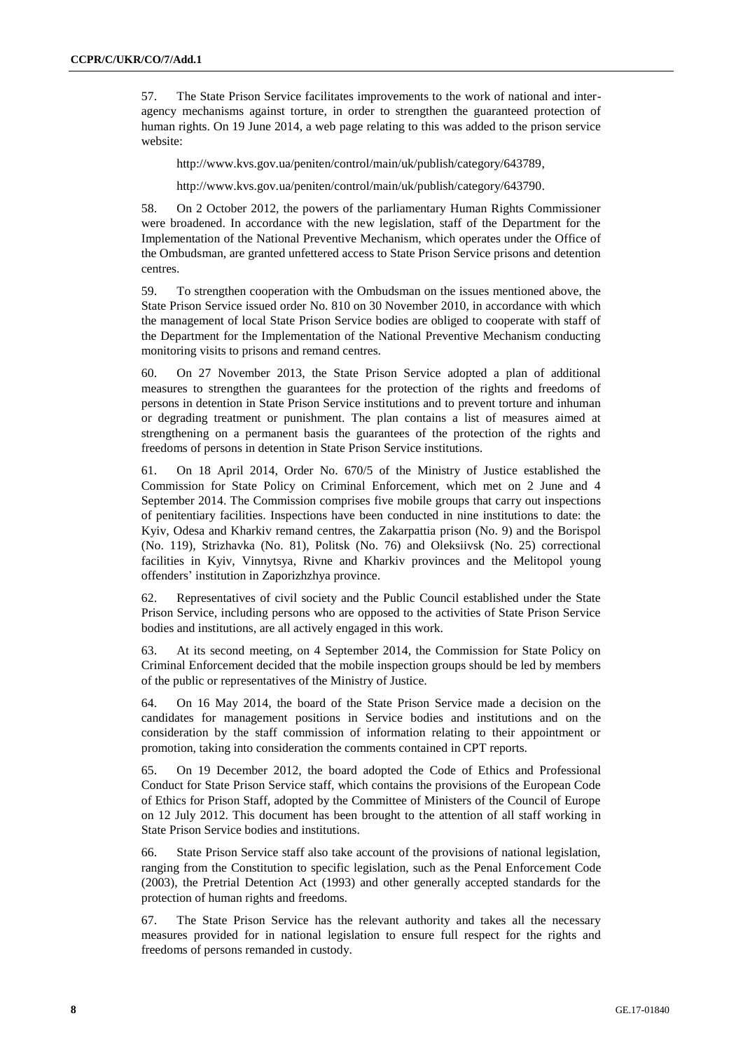57. The State Prison Service facilitates improvements to the work of national and inter-agency mechanisms against torture, in order to strengthen the guaranteed protection of human rights. On 19 June 2014, a web page relating to this was added to the prison service website:

http://www.kvs.gov.ua/peniten/control/main/uk/publish/category/643789,

http://www.kvs.gov.ua/peniten/control/main/uk/publish/category/643790.

58. On 2 October 2012, the powers of the parliamentary Human Rights Commissioner were broadened. In accordance with the new legislation, staff of the Department for the Implementation of the National Preventive Mechanism, which operates under the Office of the Ombudsman, are granted unfettered access to State Prison Service prisons and detention centres.

59. To strengthen cooperation with the Ombudsman on the issues mentioned above, the State Prison Service issued order No. 810 on 30 November 2010, in accordance with which the management of local State Prison Service bodies are obliged to cooperate with staff of the Department for the Implementation of the National Preventive Mechanism conducting monitoring visits to prisons and remand centres.

60. On 27 November 2013, the State Prison Service adopted a plan of additional measures to strengthen the guarantees for the protection of the rights and freedoms of persons in detention in State Prison Service institutions and to prevent torture and inhuman or degrading treatment or punishment. The plan contains a list of measures aimed at strengthening on a permanent basis the guarantees of the protection of the rights and freedoms of persons in detention in State Prison Service institutions.

61. On 18 April 2014, Order No. 670/5 of the Ministry of Justice established the Commission for State Policy on Criminal Enforcement, which met on 2 June and 4 September 2014. The Commission comprises five mobile groups that carry out inspections of penitentiary facilities. Inspections have been conducted in nine institutions to date: the Kyiv, Odesa and Kharkiv remand centres, the Zakarpattia prison (No. 9) and the Borispol (No. 119), Strizhavka (No. 81), Politsk (No. 76) and Oleksiivsk (No. 25) correctional facilities in Kyiv, Vinnytsya, Rivne and Kharkiv provinces and the Melitopol young offenders' institution in Zaporizhzhya province.

62. Representatives of civil society and the Public Council established under the State Prison Service, including persons who are opposed to the activities of State Prison Service bodies and institutions, are all actively engaged in this work.

63. At its second meeting, on 4 September 2014, the Commission for State Policy on Criminal Enforcement decided that the mobile inspection groups should be led by members of the public or representatives of the Ministry of Justice.

64. On 16 May 2014, the board of the State Prison Service made a decision on the candidates for management positions in Service bodies and institutions and on the consideration by the staff commission of information relating to their appointment or promotion, taking into consideration the comments contained in CPT reports.

65. On 19 December 2012, the board adopted the Code of Ethics and Professional Conduct for State Prison Service staff, which contains the provisions of the European Code of Ethics for Prison Staff, adopted by the Committee of Ministers of the Council of Europe on 12 July 2012. This document has been brought to the attention of all staff working in State Prison Service bodies and institutions.

66. State Prison Service staff also take account of the provisions of national legislation, ranging from the Constitution to specific legislation, such as the Penal Enforcement Code (2003), the Pretrial Detention Act (1993) and other generally accepted standards for the protection of human rights and freedoms.

67. The State Prison Service has the relevant authority and takes all the necessary measures provided for in national legislation to ensure full respect for the rights and freedoms of persons remanded in custody.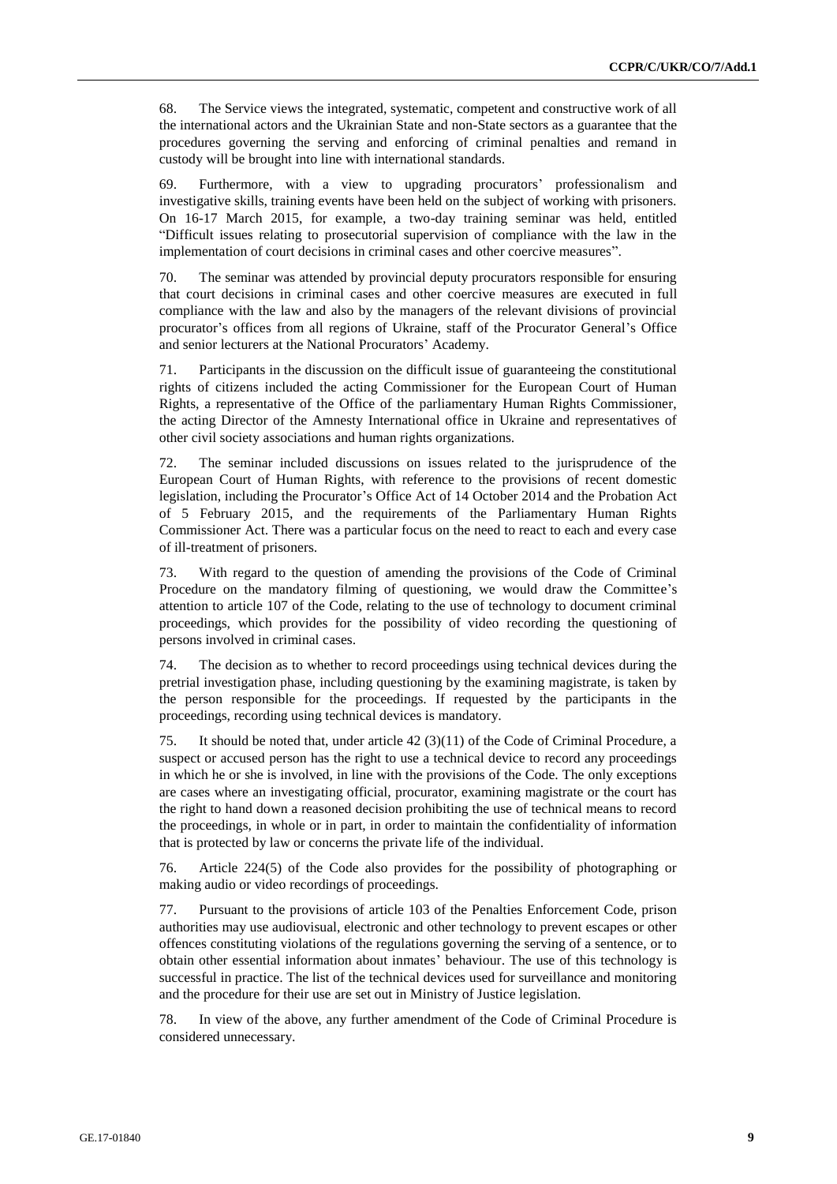68. The Service views the integrated, systematic, competent and constructive work of all the international actors and the Ukrainian State and non-State sectors as a guarantee that the procedures governing the serving and enforcing of criminal penalties and remand in custody will be brought into line with international standards.

69. Furthermore, with a view to upgrading procurators' professionalism and investigative skills, training events have been held on the subject of working with prisoners. On 16-17 March 2015, for example, a two-day training seminar was held, entitled "Difficult issues relating to prosecutorial supervision of compliance with the law in the implementation of court decisions in criminal cases and other coercive measures".

70. The seminar was attended by provincial deputy procurators responsible for ensuring that court decisions in criminal cases and other coercive measures are executed in full compliance with the law and also by the managers of the relevant divisions of provincial procurator's offices from all regions of Ukraine, staff of the Procurator General's Office and senior lecturers at the National Procurators' Academy.

71. Participants in the discussion on the difficult issue of guaranteeing the constitutional rights of citizens included the acting Commissioner for the European Court of Human Rights, a representative of the Office of the parliamentary Human Rights Commissioner, the acting Director of the Amnesty International office in Ukraine and representatives of other civil society associations and human rights organizations.

72. The seminar included discussions on issues related to the jurisprudence of the European Court of Human Rights, with reference to the provisions of recent domestic legislation, including the Procurator's Office Act of 14 October 2014 and the Probation Act of 5 February 2015, and the requirements of the Parliamentary Human Rights Commissioner Act. There was a particular focus on the need to react to each and every case of ill-treatment of prisoners.

73. With regard to the question of amending the provisions of the Code of Criminal Procedure on the mandatory filming of questioning, we would draw the Committee's attention to article 107 of the Code, relating to the use of technology to document criminal proceedings, which provides for the possibility of video recording the questioning of persons involved in criminal cases.

74. The decision as to whether to record proceedings using technical devices during the pretrial investigation phase, including questioning by the examining magistrate, is taken by the person responsible for the proceedings. If requested by the participants in the proceedings, recording using technical devices is mandatory.

75. It should be noted that, under article 42 (3)(11) of the Code of Criminal Procedure, a suspect or accused person has the right to use a technical device to record any proceedings in which he or she is involved, in line with the provisions of the Code. The only exceptions are cases where an investigating official, procurator, examining magistrate or the court has the right to hand down a reasoned decision prohibiting the use of technical means to record the proceedings, in whole or in part, in order to maintain the confidentiality of information that is protected by law or concerns the private life of the individual.

76. Article 224(5) of the Code also provides for the possibility of photographing or making audio or video recordings of proceedings.

77. Pursuant to the provisions of article 103 of the Penalties Enforcement Code, prison authorities may use audiovisual, electronic and other technology to prevent escapes or other offences constituting violations of the regulations governing the serving of a sentence, or to obtain other essential information about inmates' behaviour. The use of this technology is successful in practice. The list of the technical devices used for surveillance and monitoring and the procedure for their use are set out in Ministry of Justice legislation.

78. In view of the above, any further amendment of the Code of Criminal Procedure is considered unnecessary.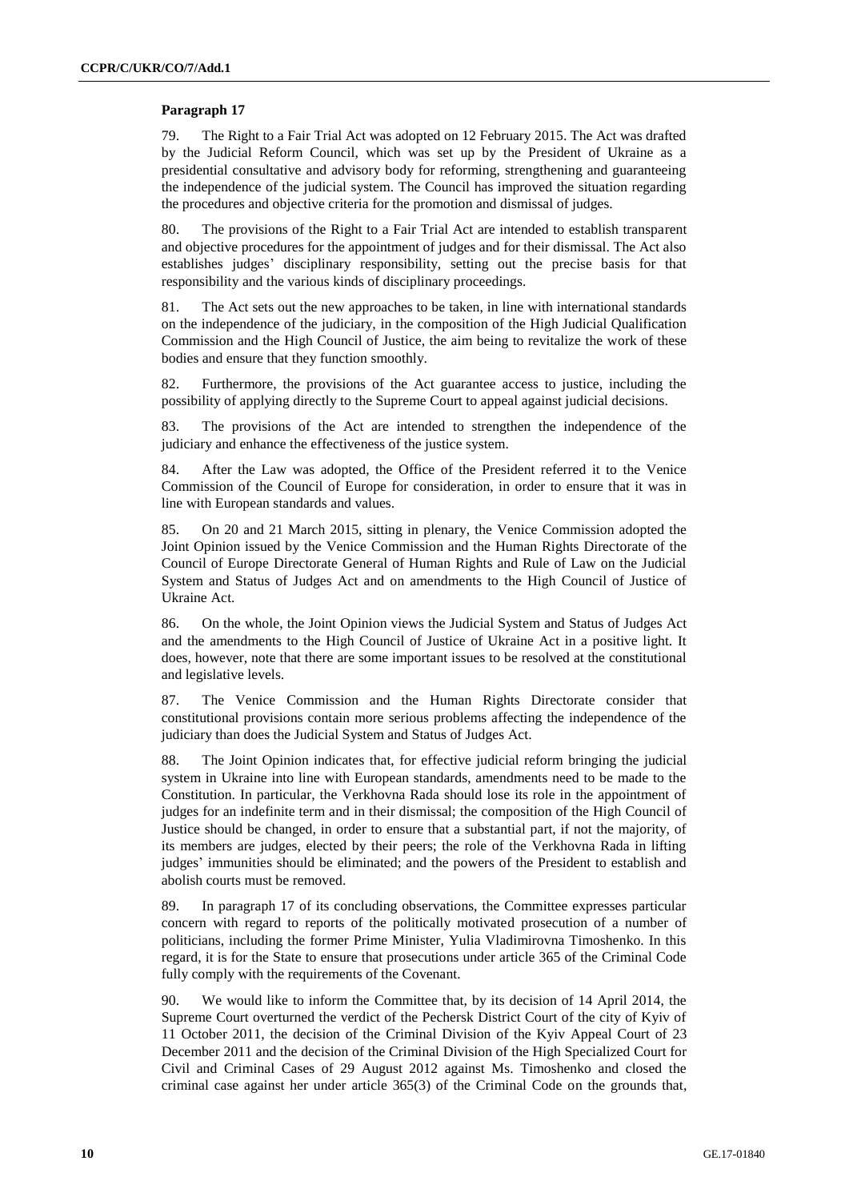**Paragraph 17**

79. The Right to a Fair Trial Act was adopted on 12 February 2015. The Act was drafted by the Judicial Reform Council, which was set up by the President of Ukraine as a presidential consultative and advisory body for reforming, strengthening and guaranteeing the independence of the judicial system. The Council has improved the situation regarding the procedures and objective criteria for the promotion and dismissal of judges.

80. The provisions of the Right to a Fair Trial Act are intended to establish transparent and objective procedures for the appointment of judges and for their dismissal. The Act also establishes judges' disciplinary responsibility, setting out the precise basis for that responsibility and the various kinds of disciplinary proceedings.

81. The Act sets out the new approaches to be taken, in line with international standards on the independence of the judiciary, in the composition of the High Judicial Qualification Commission and the High Council of Justice, the aim being to revitalize the work of these bodies and ensure that they function smoothly.

82. Furthermore, the provisions of the Act guarantee access to justice, including the possibility of applying directly to the Supreme Court to appeal against judicial decisions.

83. The provisions of the Act are intended to strengthen the independence of the judiciary and enhance the effectiveness of the justice system.

84. After the Law was adopted, the Office of the President referred it to the Venice Commission of the Council of Europe for consideration, in order to ensure that it was in line with European standards and values.

85. On 20 and 21 March 2015, sitting in plenary, the Venice Commission adopted the Joint Opinion issued by the Venice Commission and the Human Rights Directorate of the Council of Europe Directorate General of Human Rights and Rule of Law on the Judicial System and Status of Judges Act and on amendments to the High Council of Justice of Ukraine Act.

86. On the whole, the Joint Opinion views the Judicial System and Status of Judges Act and the amendments to the High Council of Justice of Ukraine Act in a positive light. It does, however, note that there are some important issues to be resolved at the constitutional and legislative levels.

87. The Venice Commission and the Human Rights Directorate consider that constitutional provisions contain more serious problems affecting the independence of the judiciary than does the Judicial System and Status of Judges Act.

88. The Joint Opinion indicates that, for effective judicial reform bringing the judicial system in Ukraine into line with European standards, amendments need to be made to the Constitution. In particular, the Verkhovna Rada should lose its role in the appointment of judges for an indefinite term and in their dismissal; the composition of the High Council of Justice should be changed, in order to ensure that a substantial part, if not the majority, of its members are judges, elected by their peers; the role of the Verkhovna Rada in lifting judges' immunities should be eliminated; and the powers of the President to establish and abolish courts must be removed.

89. In paragraph 17 of its concluding observations, the Committee expresses particular concern with regard to reports of the politically motivated prosecution of a number of politicians, including the former Prime Minister, Yulia Vladimirovna Timoshenko. In this regard, it is for the State to ensure that prosecutions under article 365 of the Criminal Code fully comply with the requirements of the Covenant.

90. We would like to inform the Committee that, by its decision of 14 April 2014, the Supreme Court overturned the verdict of the Pechersk District Court of the city of Kyiv of 11 October 2011, the decision of the Criminal Division of the Kyiv Appeal Court of 23 December 2011 and the decision of the Criminal Division of the High Specialized Court for Civil and Criminal Cases of 29 August 2012 against Ms. Timoshenko and closed the criminal case against her under article 365(3) of the Criminal Code on the grounds that,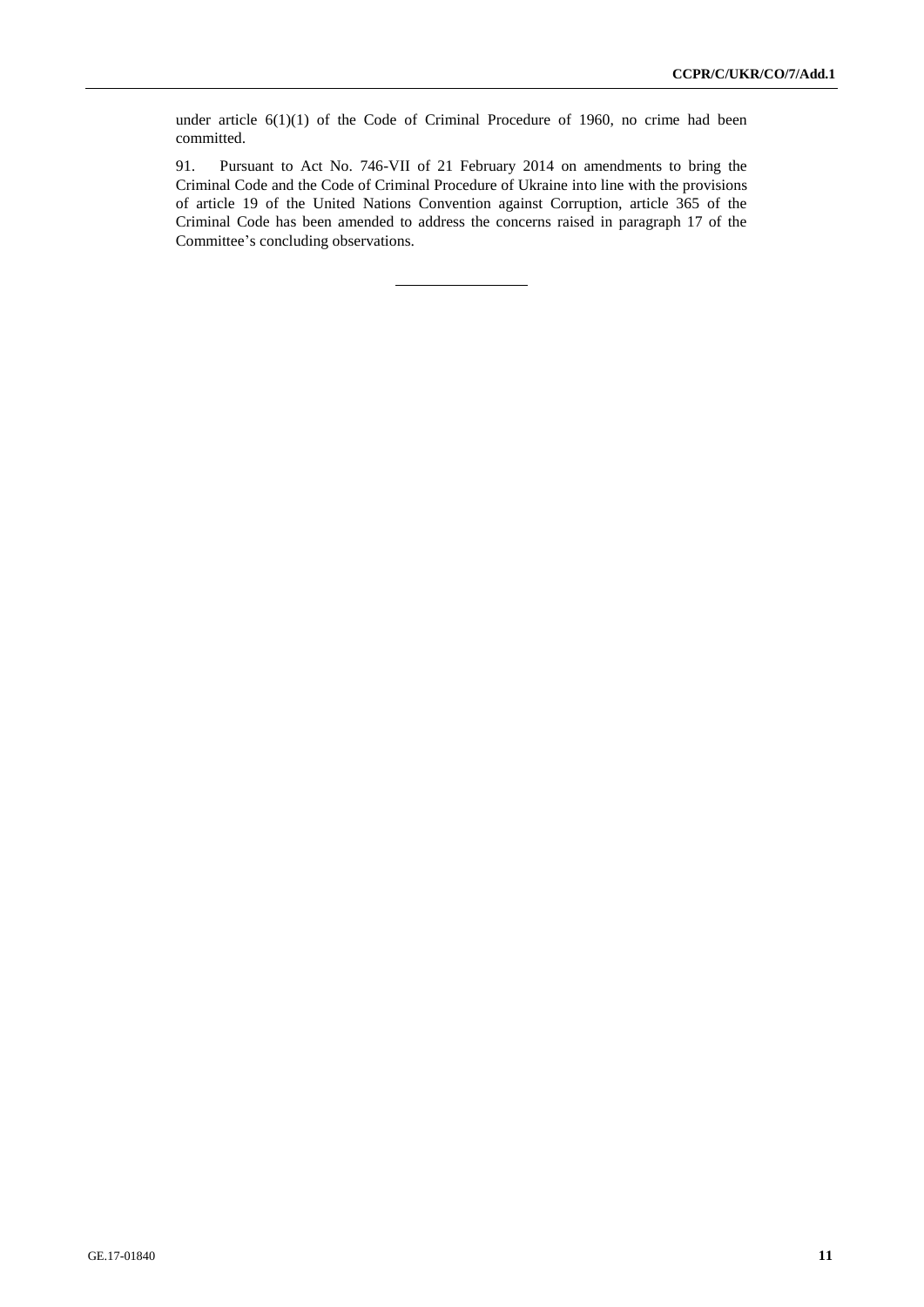under article 6(1)(1) of the Code of Criminal Procedure of 1960, no crime had been committed.

91. Pursuant to Act No. 746-VII of 21 February 2014 on amendments to bring the Criminal Code and the Code of Criminal Procedure of Ukraine into line with the provisions of article 19 of the United Nations Convention against Corruption, article 365 of the Criminal Code has been amended to address the concerns raised in paragraph 17 of the Committee's concluding observations.